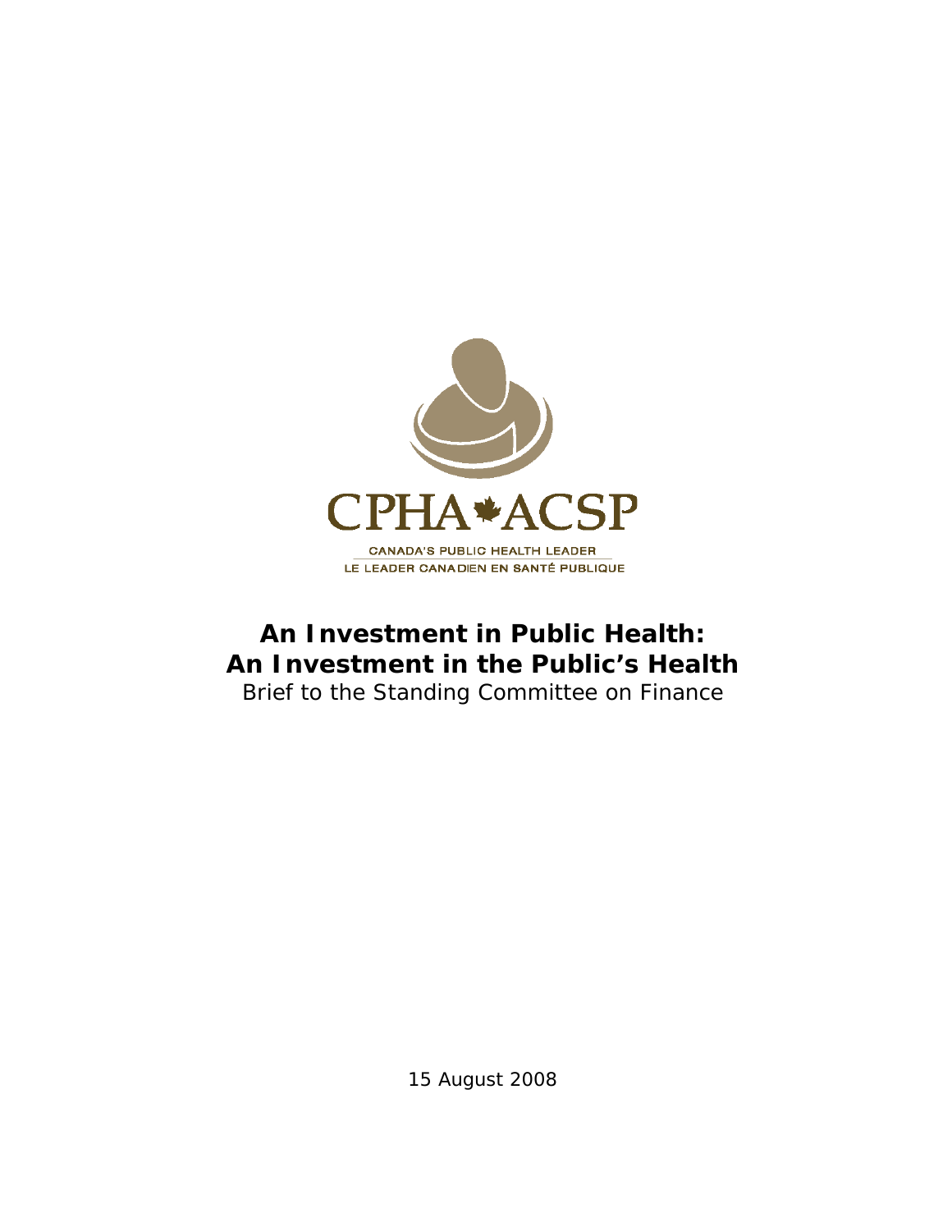CPHA ACSP

CANADA'S PUBLIC HEALTH LEADER
LE LEADER CANADIEN EN SANTÉ PUBLIQUE

# An Investment in Public Health: An Investment in the Public's Health

Brief to the Standing Committee on Finance

15 August 2008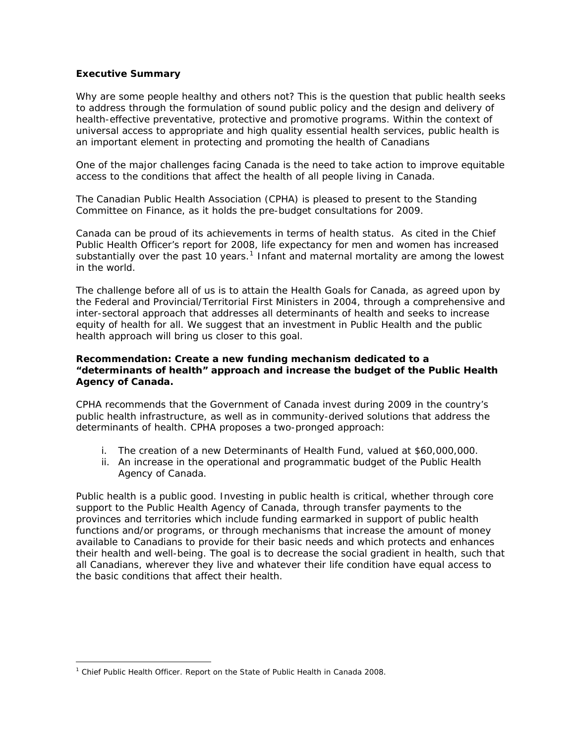## Executive Summary

Why are some people healthy and others not? This is the question that public health seeks to address through the formulation of sound public policy and the design and delivery of health-effective preventative, protective and promotive programs. Within the context of universal access to appropriate and high quality essential health services, public health is an important element in protecting and promoting the health of Canadians

One of the major challenges facing Canada is the need to take action to improve equitable access to the conditions that affect the health of all people living in Canada.

The Canadian Public Health Association (CPHA) is pleased to present to the Standing Committee on Finance, as it holds the pre-budget consultations for 2009.

Canada can be proud of its achievements in terms of health status. As cited in the Chief Public Health Officer's report for 2008, life expectancy for men and women has increased substantially over the past 10 years.[1] Infant and maternal mortality are among the lowest in the world.

The challenge before all of us is to attain the Health Goals for Canada, as agreed upon by the Federal and Provincial/Territorial First Ministers in 2004, through a comprehensive and inter-sectoral approach that addresses all determinants of health and seeks to increase equity of health for all. We suggest that an investment in Public Health and the public health approach will bring us closer to this goal.

**Recommendation: Create a new funding mechanism dedicated to a "determinants of health" approach and increase the budget of the Public Health Agency of Canada.**

CPHA recommends that the Government of Canada invest during 2009 in the country's public health infrastructure, as well as in community-derived solutions that address the determinants of health. CPHA proposes a two-pronged approach:

i. The creation of a new Determinants of Health Fund, valued at $60,000,000.
ii. An increase in the operational and programmatic budget of the Public Health Agency of Canada.

Public health is a public good. Investing in public health is critical, whether through core support to the Public Health Agency of Canada, through transfer payments to the provinces and territories which include funding earmarked in support of public health functions and/or programs, or through mechanisms that increase the amount of money available to Canadians to provide for their basic needs and which protects and enhances their health and well-being. The goal is to decrease the social gradient in health, such that all Canadians, wherever they live and whatever their life condition have equal access to the basic conditions that affect their health.

[1] Chief Public Health Officer. Report on the State of Public Health in Canada 2008.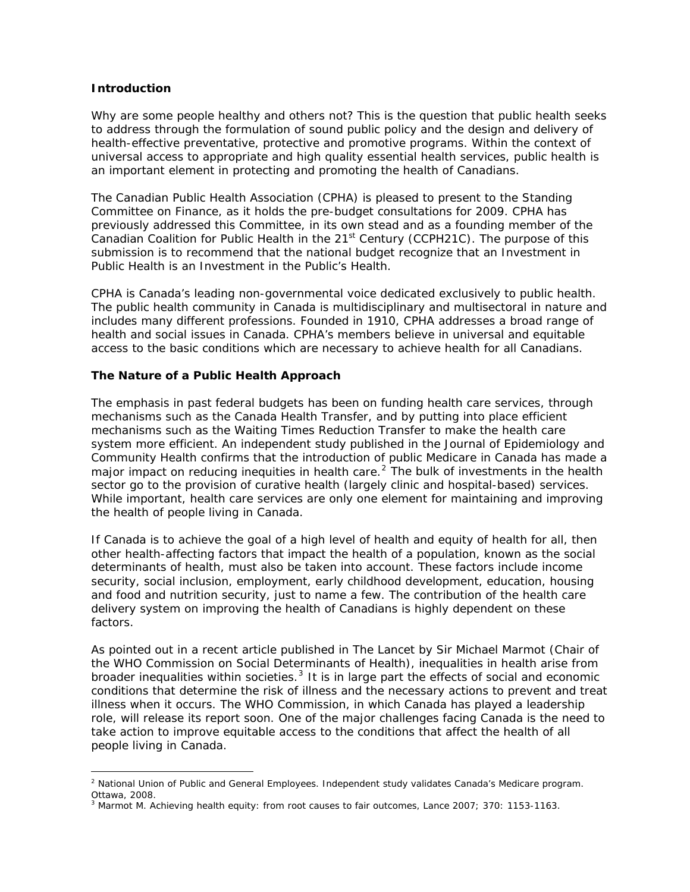**Introduction**

Why are some people healthy and others not? This is the question that public health seeks to address through the formulation of sound public policy and the design and delivery of health-effective preventative, protective and promotive programs. Within the context of universal access to appropriate and high quality essential health services, public health is an important element in protecting and promoting the health of Canadians.

The Canadian Public Health Association (CPHA) is pleased to present to the Standing Committee on Finance, as it holds the pre-budget consultations for 2009. CPHA has previously addressed this Committee, in its own stead and as a founding member of the Canadian Coalition for Public Health in the 21st Century (CCPH21C). The purpose of this submission is to recommend that the national budget recognize that an Investment in Public Health is an Investment in the Public's Health.

CPHA is Canada's leading non-governmental voice dedicated exclusively to public health. The public health community in Canada is multidisciplinary and multisectoral in nature and includes many different professions. Founded in 1910, CPHA addresses a broad range of health and social issues in Canada. CPHA's members believe in universal and equitable access to the basic conditions which are necessary to achieve health for all Canadians.

**The Nature of a Public Health Approach**

The emphasis in past federal budgets has been on funding health care services, through mechanisms such as the Canada Health Transfer, and by putting into place efficient mechanisms such as the Waiting Times Reduction Transfer to make the health care system more efficient. An independent study published in the Journal of Epidemiology and Community Health confirms that the introduction of public Medicare in Canada has made a major impact on reducing inequities in health care.[2] The bulk of investments in the health sector go to the provision of curative health (largely clinic and hospital-based) services. While important, health care services are only one element for maintaining and improving the health of people living in Canada.

If Canada is to achieve the goal of a high level of health and equity of health for all, then other health-affecting factors that impact the health of a population, known as the social determinants of health, must also be taken into account. These factors include income security, social inclusion, employment, early childhood development, education, housing and food and nutrition security, just to name a few. The contribution of the health care delivery system on improving the health of Canadians is highly dependent on these factors.

As pointed out in a recent article published in The Lancet by Sir Michael Marmot (Chair of the WHO Commission on Social Determinants of Health), inequalities in health arise from broader inequalities within societies.[3] It is in large part the effects of social and economic conditions that determine the risk of illness and the necessary actions to prevent and treat illness when it occurs. The WHO Commission, in which Canada has played a leadership role, will release its report soon. One of the major challenges facing Canada is the need to take action to improve equitable access to the conditions that affect the health of all people living in Canada.

---

[2] National Union of Public and General Employees. Independent study validates Canada's Medicare program. Ottawa, 2008.

[3] Marmot M. Achieving health equity: from root causes to fair outcomes, Lance 2007; 370: 1153-1163.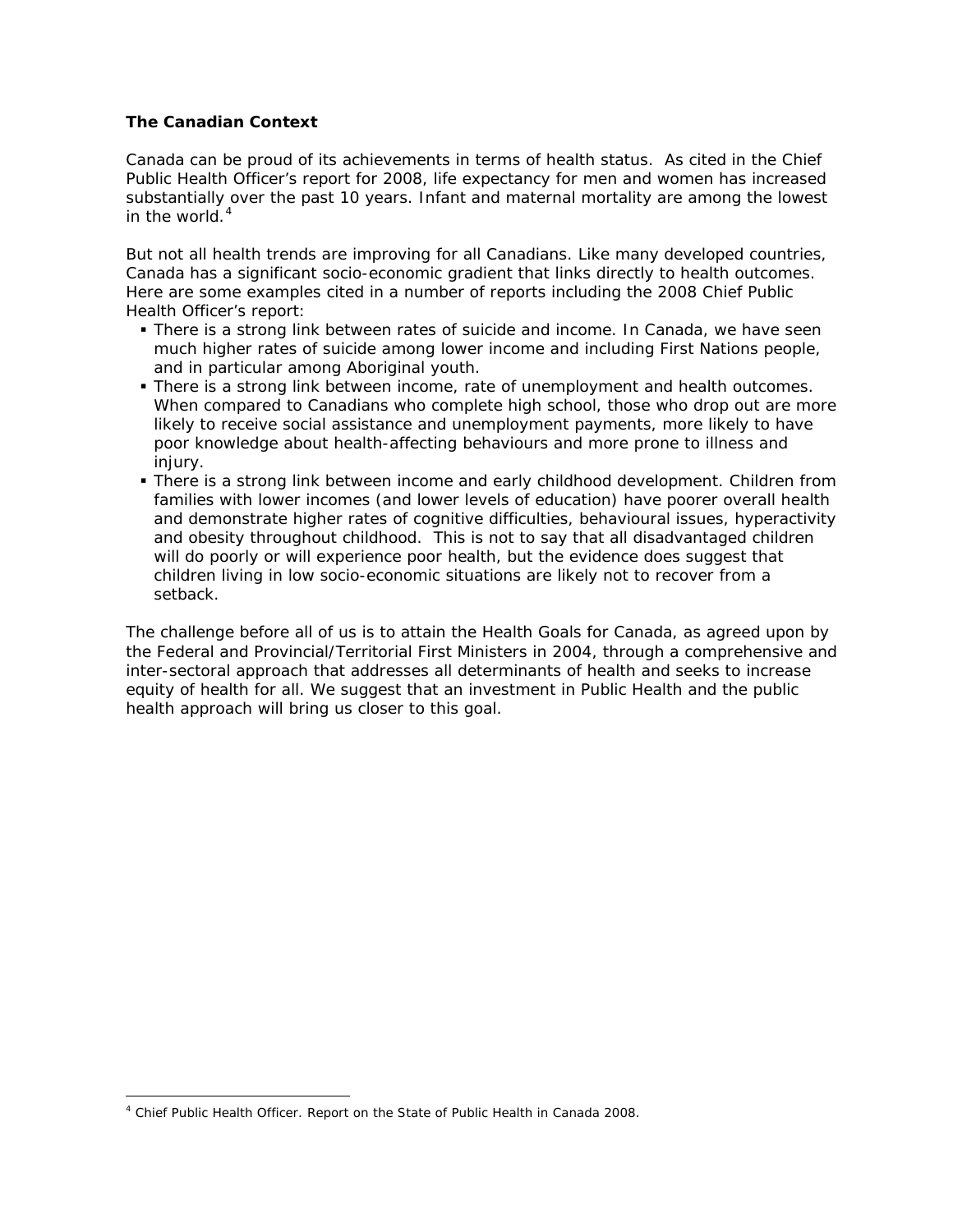**The Canadian Context**

Canada can be proud of its achievements in terms of health status. As cited in the Chief Public Health Officer's report for 2008, life expectancy for men and women has increased substantially over the past 10 years. Infant and maternal mortality are among the lowest in the world.[4]

But not all health trends are improving for all Canadians. Like many developed countries, Canada has a significant socio-economic gradient that links directly to health outcomes. Here are some examples cited in a number of reports including the 2008 Chief Public Health Officer's report:

- There is a strong link between rates of suicide and income. In Canada, we have seen much higher rates of suicide among lower income and including First Nations people, and in particular among Aboriginal youth.
- There is a strong link between income, rate of unemployment and health outcomes. When compared to Canadians who complete high school, those who drop out are more likely to receive social assistance and unemployment payments, more likely to have poor knowledge about health-affecting behaviours and more prone to illness and injury.
- There is a strong link between income and early childhood development. Children from families with lower incomes (and lower levels of education) have poorer overall health and demonstrate higher rates of cognitive difficulties, behavioural issues, hyperactivity and obesity throughout childhood. This is not to say that all disadvantaged children will do poorly or will experience poor health, but the evidence does suggest that children living in low socio-economic situations are likely not to recover from a setback.

The challenge before all of us is to attain the Health Goals for Canada, as agreed upon by the Federal and Provincial/Territorial First Ministers in 2004, through a comprehensive and inter-sectoral approach that addresses all determinants of health and seeks to increase equity of health for all. We suggest that an investment in Public Health and the public health approach will bring us closer to this goal.

---

[4] Chief Public Health Officer. Report on the State of Public Health in Canada 2008.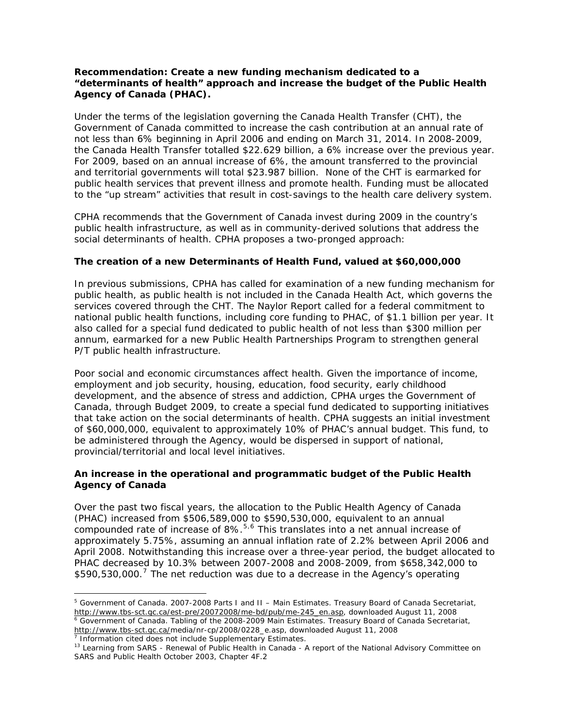**Recommendation: Create a new funding mechanism dedicated to a "determinants of health" approach and increase the budget of the Public Health Agency of Canada (PHAC).**

Under the terms of the legislation governing the Canada Health Transfer (CHT), the Government of Canada committed to increase the cash contribution at an annual rate of not less than 6% beginning in April 2006 and ending on March 31, 2014. In 2008-2009, the Canada Health Transfer totalled $22.629 billion, a 6% increase over the previous year. For 2009, based on an annual increase of 6%, the amount transferred to the provincial and territorial governments will total $23.987 billion. None of the CHT is earmarked for public health services that prevent illness and promote health. Funding must be allocated to the "up stream" activities that result in cost-savings to the health care delivery system.

CPHA recommends that the Government of Canada invest during 2009 in the country's public health infrastructure, as well as in community-derived solutions that address the social determinants of health. CPHA proposes a two-pronged approach:

**The creation of a new Determinants of Health Fund, valued at $60,000,000**

In previous submissions, CPHA has called for examination of a new funding mechanism for public health, as public health is not included in the Canada Health Act, which governs the services covered through the CHT. The Naylor Report called for a federal commitment to national public health functions, including core funding to PHAC, of $1.1 billion per year. It also called for a special fund dedicated to public health of not less than $300 million per annum, earmarked for a new Public Health Partnerships Program to strengthen general P/T public health infrastructure.

Poor social and economic circumstances affect health. Given the importance of income, employment and job security, housing, education, food security, early childhood development, and the absence of stress and addiction, CPHA urges the Government of Canada, through Budget 2009, to create a special fund dedicated to supporting initiatives that take action on the social determinants of health. CPHA suggests an initial investment of $60,000,000, equivalent to approximately 10% of PHAC's annual budget. This fund, to be administered through the Agency, would be dispersed in support of national, provincial/territorial and local level initiatives.

**An increase in the operational and programmatic budget of the Public Health Agency of Canada**

Over the past two fiscal years, the allocation to the Public Health Agency of Canada (PHAC) increased from $506,589,000 to $590,530,000, equivalent to an annual compounded rate of increase of 8%.[5,6] This translates into a net annual increase of approximately 5.75%, assuming an annual inflation rate of 2.2% between April 2006 and April 2008. Notwithstanding this increase over a three-year period, the budget allocated to PHAC decreased by 10.3% between 2007-2008 and 2008-2009, from $658,342,000 to $590,530,000.[7] The net reduction was due to a decrease in the Agency's operating

---

[5] Government of Canada. 2007-2008 Parts I and II – Main Estimates. Treasury Board of Canada Secretariat, http://www.tbs-sct.gc.ca/est-pre/20072008/me-bd/pub/me-245_en.asp, downloaded August 11, 2008

[6] Government of Canada. Tabling of the 2008-2009 Main Estimates. Treasury Board of Canada Secretariat, http://www.tbs-sct.gc.ca/media/nr-cp/2008/0228_e.asp, downloaded August 11, 2008

[7] Information cited does not include Supplementary Estimates.

[13] Learning from SARS - Renewal of Public Health in Canada - A report of the National Advisory Committee on SARS and Public Health October 2003, Chapter 4F.2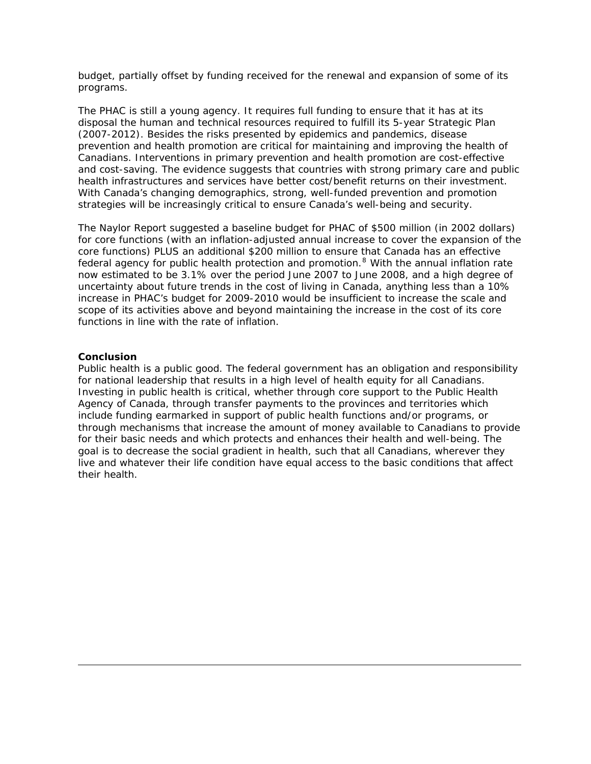budget, partially offset by funding received for the renewal and expansion of some of its programs.

The PHAC is still a young agency. It requires full funding to ensure that it has at its disposal the human and technical resources required to fulfill its 5-year Strategic Plan (2007-2012). Besides the risks presented by epidemics and pandemics, disease prevention and health promotion are critical for maintaining and improving the health of Canadians. Interventions in primary prevention and health promotion are cost-effective and cost-saving. The evidence suggests that countries with strong primary care and public health infrastructures and services have better cost/benefit returns on their investment. With Canada's changing demographics, strong, well-funded prevention and promotion strategies will be increasingly critical to ensure Canada's well-being and security.

The Naylor Report suggested a baseline budget for PHAC of $500 million (in 2002 dollars) for core functions (with an inflation-adjusted annual increase to cover the expansion of the core functions) PLUS an additional $200 million to ensure that Canada has an effective federal agency for public health protection and promotion.[8] With the annual inflation rate now estimated to be 3.1% over the period June 2007 to June 2008, and a high degree of uncertainty about future trends in the cost of living in Canada, anything less than a 10% increase in PHAC's budget for 2009-2010 would be insufficient to increase the scale and scope of its activities above and beyond maintaining the increase in the cost of its core functions in line with the rate of inflation.

**Conclusion**

Public health is a public good. The federal government has an obligation and responsibility for national leadership that results in a high level of health equity for all Canadians. Investing in public health is critical, whether through core support to the Public Health Agency of Canada, through transfer payments to the provinces and territories which include funding earmarked in support of public health functions and/or programs, or through mechanisms that increase the amount of money available to Canadians to provide for their basic needs and which protects and enhances their health and well-being. The goal is to decrease the social gradient in health, such that all Canadians, wherever they live and whatever their life condition have equal access to the basic conditions that affect their health.